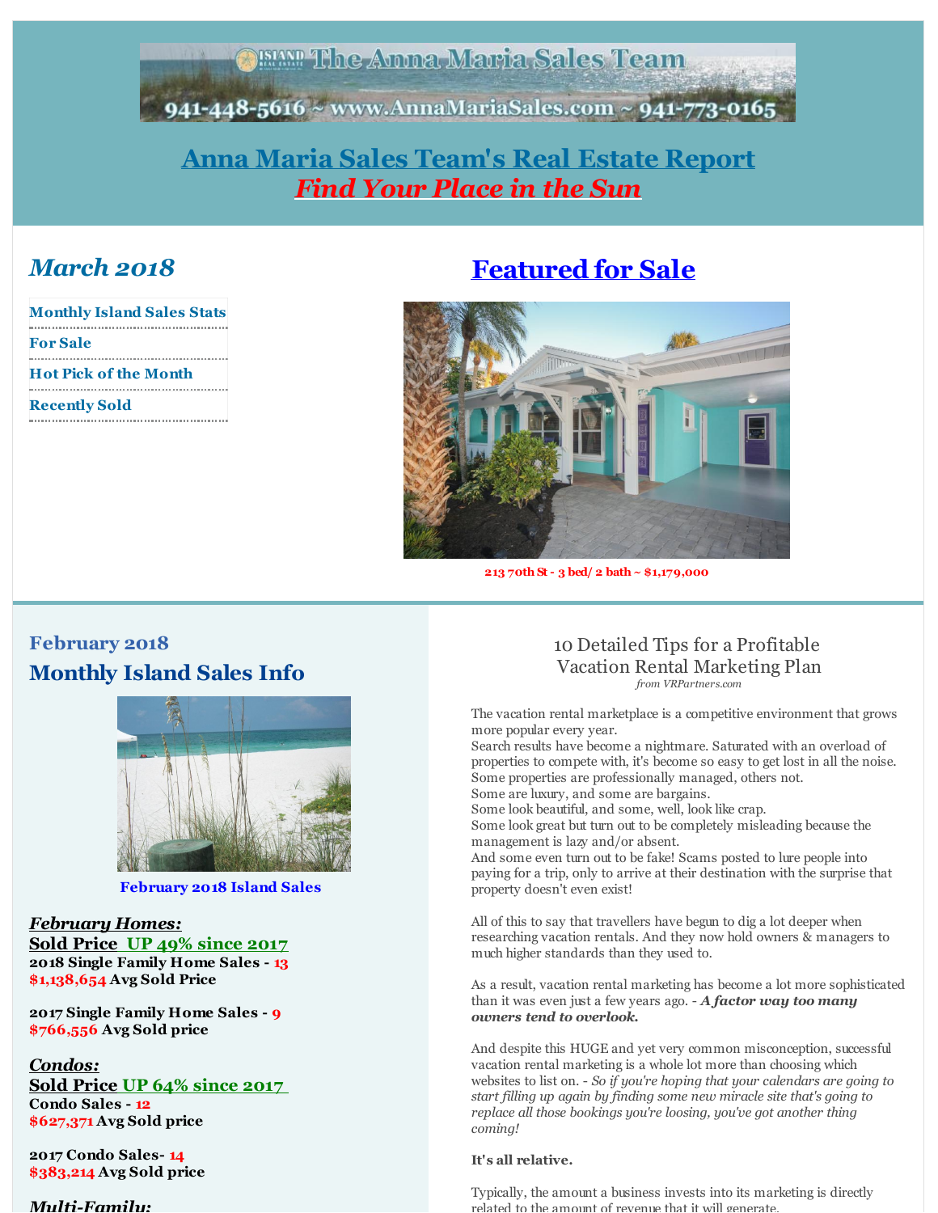# Anna Maria Sales Team's Real Estate Report

## *Find Your Place in the Sun*

## *March 2018*

- Monthly Island Sales Stats
- For Sale
- Hot Pick of the Month
- Recently Sold

## Featured for Sale

**213 70th St - 3 bed/ 2 bath ~ $1,179,000**

### February 2018

## Monthly Island Sales Info

**February 2018 Island Sales**

***February Homes:***

**Sold Price UP 49% since 2017**

**2018 Single Family Home Sales - 13**
**$1,138,654 Avg Sold Price**

**2017 Single Family Home Sales - 9**
**$766,556 Avg Sold price**

***Condos:***

**Sold Price UP 64% since 2017**

**Condo Sales - 12**
**$627,371 Avg Sold price**

**2017 Condo Sales- 14**
**$383,214 Avg Sold price**

***Multi-Family:***

### 10 Detailed Tips for a Profitable Vacation Rental Marketing Plan

*from VRPartners.com*

The vacation rental marketplace is a competitive environment that grows more popular every year.
Search results have become a nightmare. Saturated with an overload of properties to compete with, it's become so easy to get lost in all the noise.
Some properties are professionally managed, others not.
Some are luxury, and some are bargains.
Some look beautiful, and some, well, look like crap.
Some look great but turn out to be completely misleading because the management is lazy and/or absent.
And some even turn out to be fake! Scams posted to lure people into paying for a trip, only to arrive at their destination with the surprise that property doesn't even exist!

All of this to say that travellers have begun to dig a lot deeper when researching vacation rentals. And they now hold owners & managers to much higher standards than they used to.

As a result, vacation rental marketing has become a lot more sophisticated than it was even just a few years ago. - ***A factor way too many owners tend to overlook.***

And despite this HUGE and yet very common misconception, successful vacation rental marketing is a whole lot more than choosing which websites to list on. - *So if you're hoping that your calendars are going to start filling up again by finding some new miracle site that's going to replace all those bookings you're loosing, you've got another thing coming!*

**It's all relative.**

Typically, the amount a business invests into its marketing is directly related to the amount of revenue that it will generate.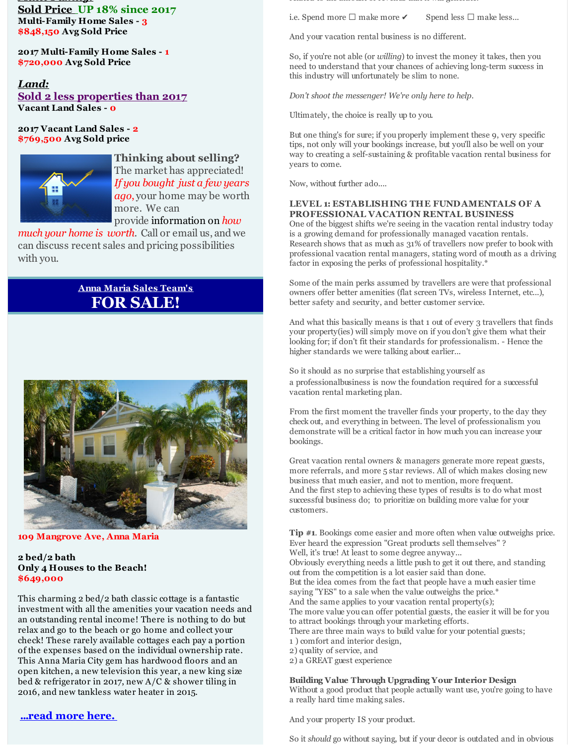**Sold Price UP 18% since 2017**
**Multi-Family Home Sales - 3**
**$848,150 Avg Sold Price**

**2017 Multi-Family Home Sales - 1**
**$720,000 Avg Sold Price**

***Land:***
**Sold 2 less properties than 2017**
**Vacant Land Sales - 0**

**2017 Vacant Land Sales - 2**
**$769,500 Avg Sold price**

**Thinking about selling?** The market has appreciated! *If you bought just a few years ago,* your home may be worth more. We can provide information on *how much your home is worth*. Call or email us, and we can discuss recent sales and pricing possibilities with you.

**Anna Maria Sales Team's**

# FOR SALE!

**109 Mangrove Ave, Anna Maria**

**2 bed/2 bath**
**Only 4 Houses to the Beach!**
**$649,000**

This charming 2 bed/2 bath classic cottage is a fantastic investment with all the amenities your vacation needs and an outstanding rental income! There is nothing to do but relax and go to the beach or go home and collect your check! These rarely available cottages each pay a portion of the expenses based on the individual ownership rate. This Anna Maria City gem has hardwood floors and an open kitchen, a new television this year, a new king size bed & refrigerator in 2017, new A/C & shower tiling in 2016, and new tankless water heater in 2015.

**...read more here.**

i.e. Spend more ☐ make more ✔ Spend less ☐ make less...

And your vacation rental business is no different.

So, if you're not able (or *willing*) to invest the money it takes, then you need to understand that your chances of achieving long-term success in this industry will unfortunately be slim to none.

*Don't shoot the messenger! We're only here to help.*

Ultimately, the choice is really up to you.

But one thing's for sure; if you properly implement these 9, very specific tips, not only will your bookings increase, but you'll also be well on your way to creating a self-sustaining & profitable vacation rental business for years to come.

Now, without further ado....

**LEVEL 1: ESTABLISHING THE FUNDAMENTALS OF A PROFESSIONAL VACATION RENTAL BUSINESS**

One of the biggest shifts we're seeing in the vacation rental industry today is a growing demand for professionally managed vacation rentals. Research shows that as much as 31% of travellers now prefer to book with professional vacation rental managers, stating word of mouth as a driving factor in exposing the perks of professional hospitality.*

Some of the main perks assumed by travellers are were that professional owners offer better amenities (flat screen TVs, wireless Internet, etc...), better safety and security, and better customer service.

And what this basically means is that 1 out of every 3 travellers that finds your property(ies) will simply move on if you don't give them what their looking for; if don't fit their standards for professionalism. - Hence the higher standards we were talking about earlier...

So it should as no surprise that establishing yourself as a professionalbusiness is now the foundation required for a successful vacation rental marketing plan.

From the first moment the traveller finds your property, to the day they check out, and everything in between. The level of professionalism you demonstrate will be a critical factor in how much you can increase your bookings.

Great vacation rental owners & managers generate more repeat guests, more referrals, and more 5 star reviews. All of which makes closing new business that much easier, and not to mention, more frequent.
And the first step to achieving these types of results is to do what most successful business do; to prioritize on building more value for your customers.

**Tip #1**. Bookings come easier and more often when value outweighs price.
Ever heard the expression "Great products sell themselves" ?
Well, it's true! At least to some degree anyway...
Obviously everything needs a little push to get it out there, and standing out from the competition is a lot easier said than done.
But the idea comes from the fact that people have a much easier time saying "YES" to a sale when the value outweighs the price.*
And the same applies to your vacation rental property(s);
The more value you can offer potential guests, the easier it will be for you to attract bookings through your marketing efforts.
There are three main ways to build value for your potential guests;
1 ) comfort and interior design,
2) quality of service, and
2) a GREAT guest experience

**Building Value Through Upgrading Your Interior Design**
Without a good product that people actually want use, you're going to have a really hard time making sales.

And your property IS your product.

So it *should* go without saying, but if your decor is outdated and in obvious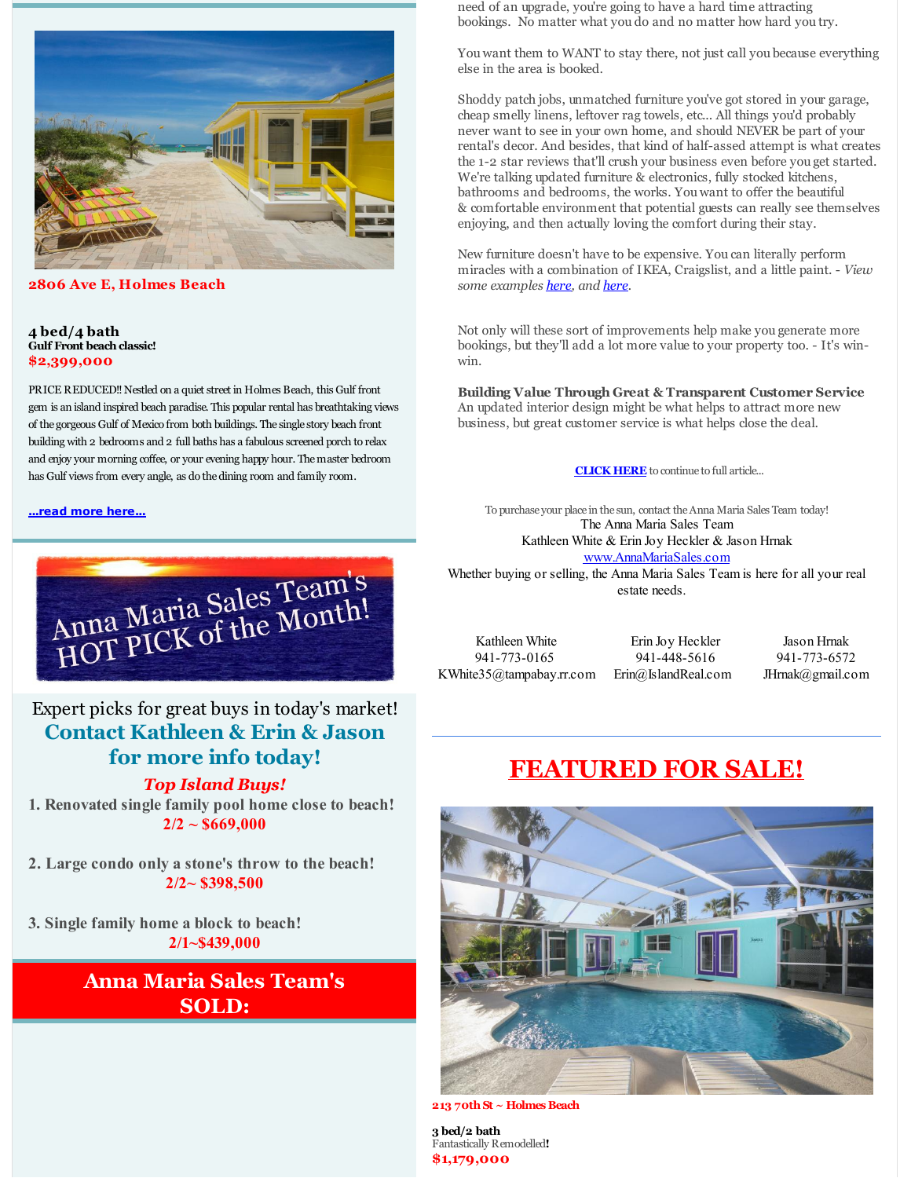**2806 Ave E, Holmes Beach**

**4 bed/4 bath**
**Gulf Front beach classic!**
**$2,399,000**

PRICE REDUCED!! Nestled on a quiet street in Holmes Beach, this Gulf front gem is an island inspired beach paradise. This popular rental has breathtaking views of the gorgeous Gulf of Mexico from both buildings. The single story beach front building with 2 bedrooms and 2 full baths has a fabulous screened porch to relax and enjoy your morning coffee, or your evening happy hour. The master bedroom has Gulf views from every angle, as do the dining room and family room.

**...read more here...**

Anna Maria Sales Team's HOT PICK of the Month!

Expert picks for great buys in today's market!

## Contact Kathleen & Erin & Jason for more info today!

***Top Island Buys!***

1. **Renovated single family pool home close to beach!** 
   **2/2 ~ $669,000**

2. **Large condo only a stone's throw to the beach!** 
   **2/2~ $398,500**

3. **Single family home a block to beach!** 
   **2/1~$439,000**

## Anna Maria Sales Team's SOLD:

need of an upgrade, you're going to have a hard time attracting bookings. No matter what you do and no matter how hard you try.

You want them to WANT to stay there, not just call you because everything else in the area is booked.

Shoddy patch jobs, unmatched furniture you've got stored in your garage, cheap smelly linens, leftover rag towels, etc... All things you'd probably never want to see in your own home, and should NEVER be part of your rental's decor. And besides, that kind of half-assed attempt is what creates the 1-2 star reviews that'll crush your business even before you get started. We're talking updated furniture & electronics, fully stocked kitchens, bathrooms and bedrooms, the works. You want to offer the beautiful & comfortable environment that potential guests can really see themselves enjoying, and then actually loving the comfort during their stay.

New furniture doesn't have to be expensive. You can literally perform miracles with a combination of IKEA, Craigslist, and a little paint. - *View some examples here, and here.*

Not only will these sort of improvements help make you generate more bookings, but they'll add a lot more value to your property too. - It's win-win.

**Building Value Through Great & Transparent Customer Service**
An updated interior design might be what helps to attract more new business, but great customer service is what helps close the deal.

**CLICK HERE** to continue to full article...

To purchase your place in the sun, contact the Anna Maria Sales Team today!
The Anna Maria Sales Team
Kathleen White & Erin Joy Heckler & Jason Hrnak
www.AnnaMariaSales.com
Whether buying or selling, the Anna Maria Sales Team is here for all your real estate needs.

| Kathleen White | Erin Joy Heckler | Jason Hrnak |
|---|---|---|
| 941-773-0165 | 941-448-5616 | 941-773-6572 |
| KWhite35@tampabay.rr.com | Erin@IslandReal.com | JHrnak@gmail.com |

# FEATURED FOR SALE!

**213 70th St ~ Holmes Beach**

**3 bed/2 bath**
Fantastically Remodelled**!**
**$1,179,000**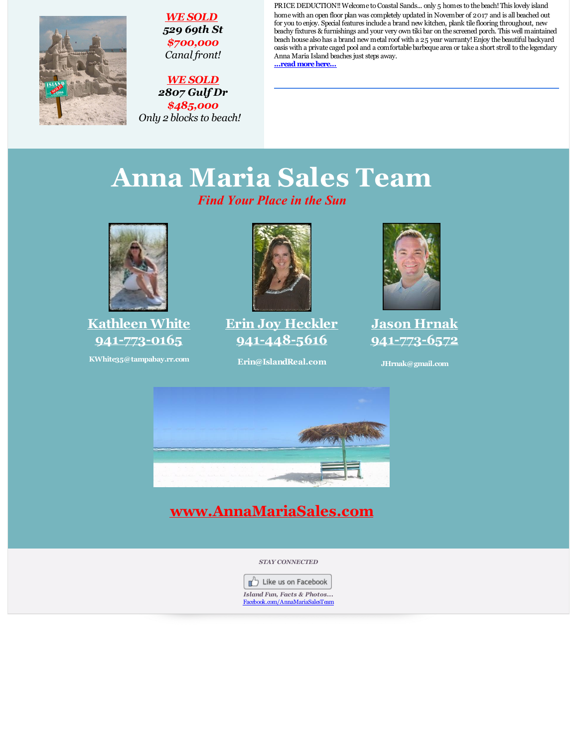**WE SOLD**
**529 69th St**
**$700,000**
*Canal front!*

**WE SOLD**
**2807 Gulf Dr**
**$485,000**
*Only 2 blocks to beach!*

PRICE DEDUCTION!! Welcome to Coastal Sands... only 5 homes to the beach! This lovely island home with an open floor plan was completely updated in November of 2017 and is all beached out for you to enjoy. Special features include a brand new kitchen, plank tile flooring throughout, new beachy fixtures & furnishings and your very own tiki bar on the screened porch. This well maintained beach house also has a brand new metal roof with a 25 year warranty! Enjoy the beautiful backyard oasis with a private caged pool and a comfortable barbeque area or take a short stroll to the legendary Anna Maria Island beaches just steps away.
**...read more here...**

---

# Anna Maria Sales Team

***Find Your Place in the Sun***

**Kathleen White**
**941-773-0165**
KWhite35@tampabay.rr.com

**Erin Joy Heckler**
**941-448-5616**
Erin@IslandReal.com

**Jason Hrnak**
**941-773-6572**
JHrnak@gmail.com

**www.AnnaMariaSales.com**

*STAY CONNECTED*

Like us on Facebook

*Island Fun, Facts & Photos...*
Facebook.com/AnnaMariaSalesTeam